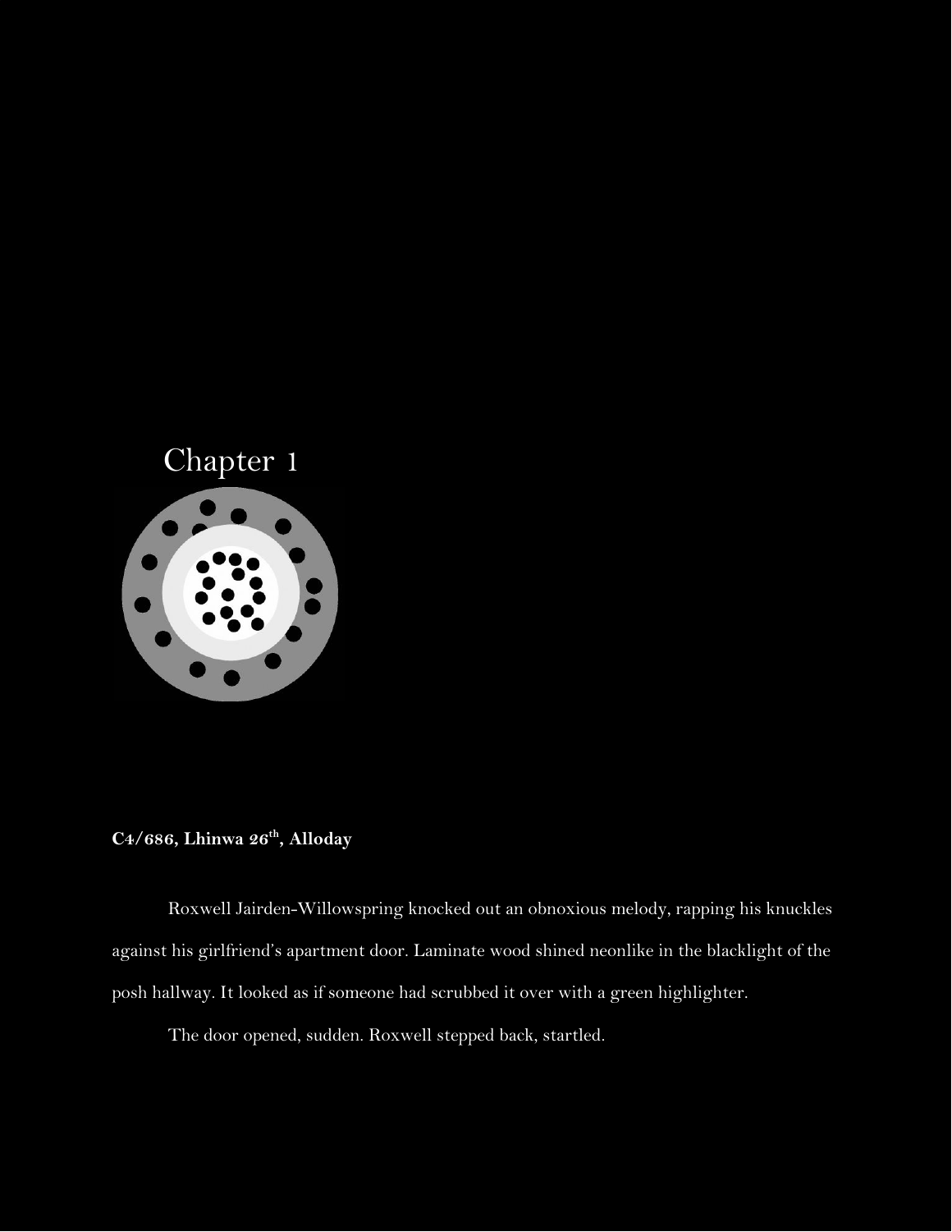# Chapter 1

**C4/686, Lhinwa 26th, Alloday**

Roxwell Jairden-Willowspring knocked out an obnoxious melody, rapping his knuckles against his girlfriend's apartment door. Laminate wood shined neonlike in the blacklight of the posh hallway. It looked as if someone had scrubbed it over with a green highlighter.

The door opened, sudden. Roxwell stepped back, startled.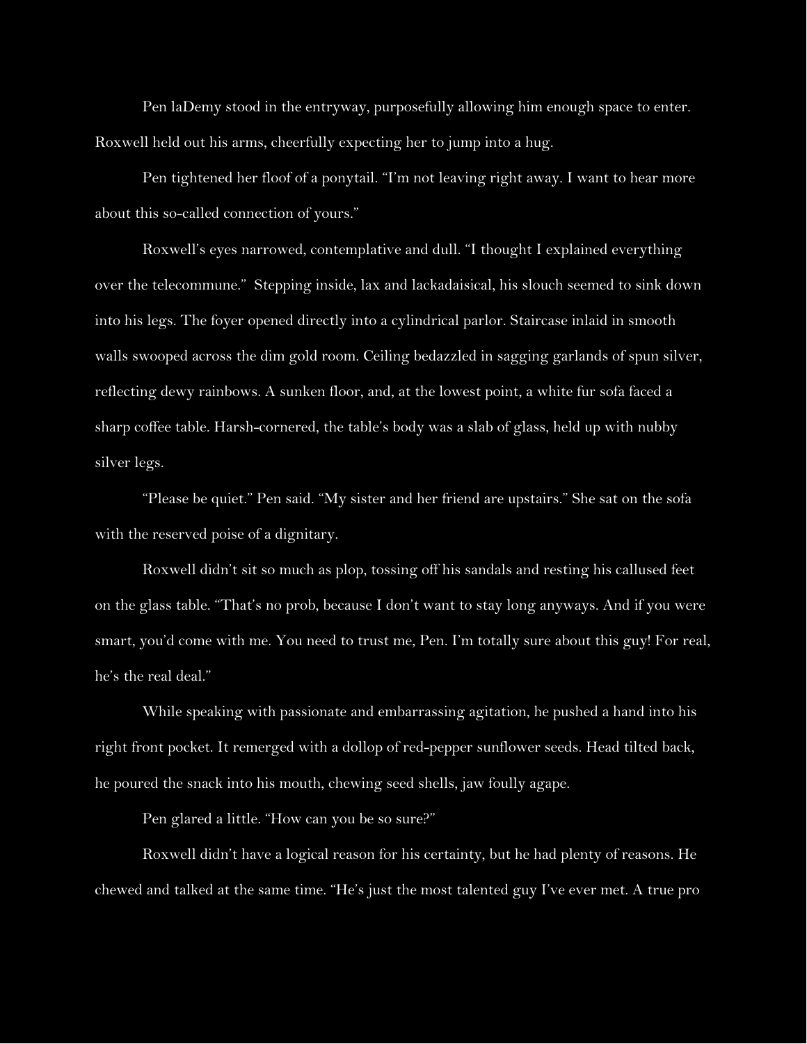Pen laDemy stood in the entryway, purposefully allowing him enough space to enter. Roxwell held out his arms, cheerfully expecting her to jump into a hug.

Pen tightened her floof of a ponytail. "I'm not leaving right away. I want to hear more about this so-called connection of yours."

Roxwell's eyes narrowed, contemplative and dull. "I thought I explained everything over the telecommune." Stepping inside, lax and lackadaisical, his slouch seemed to sink down into his legs. The foyer opened directly into a cylindrical parlor. Staircase inlaid in smooth walls swooped across the dim gold room. Ceiling bedazzled in sagging garlands of spun silver, reflecting dewy rainbows. A sunken floor, and, at the lowest point, a white fur sofa faced a sharp coffee table. Harsh-cornered, the table's body was a slab of glass, held up with nubby silver legs.

"Please be quiet." Pen said. "My sister and her friend are upstairs." She sat on the sofa with the reserved poise of a dignitary.

Roxwell didn't sit so much as plop, tossing off his sandals and resting his callused feet on the glass table. "That's no prob, because I don't want to stay long anyways. And if you were smart, you'd come with me. You need to trust me, Pen. I'm totally sure about this guy! For real, he's the real deal."

While speaking with passionate and embarrassing agitation, he pushed a hand into his right front pocket. It remerged with a dollop of red-pepper sunflower seeds. Head tilted back, he poured the snack into his mouth, chewing seed shells, jaw foully agape.

Pen glared a little. "How can you be so sure?"

Roxwell didn't have a logical reason for his certainty, but he had plenty of reasons. He chewed and talked at the same time. "He's just the most talented guy I've ever met. A true pro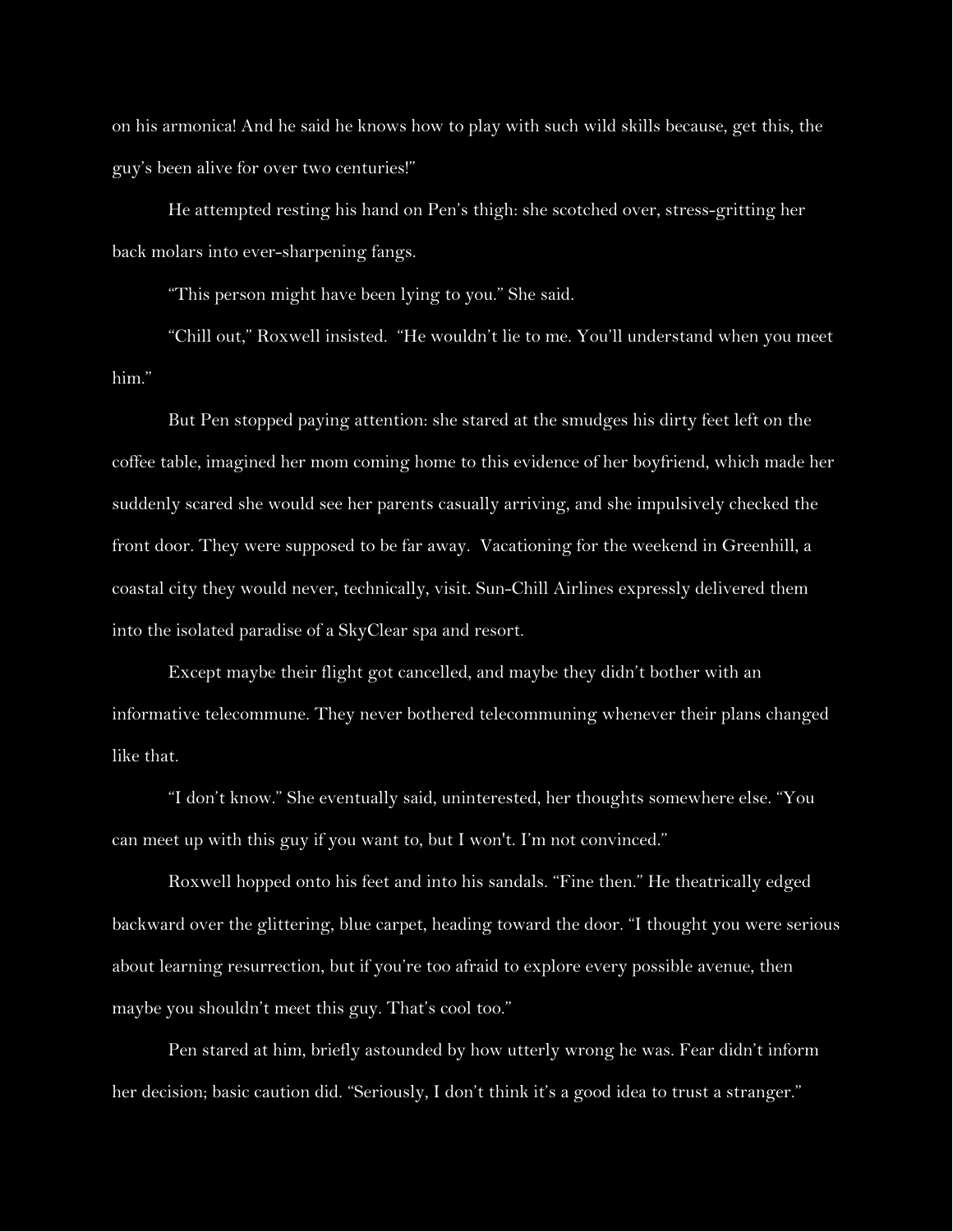on his armonica! And he said he knows how to play with such wild skills because, get this, the guy's been alive for over two centuries!"

He attempted resting his hand on Pen's thigh: she scotched over, stress-gritting her back molars into ever-sharpening fangs.

"This person might have been lying to you." She said.

"Chill out," Roxwell insisted. "He wouldn't lie to me. You'll understand when you meet him."

But Pen stopped paying attention: she stared at the smudges his dirty feet left on the coffee table, imagined her mom coming home to this evidence of her boyfriend, which made her suddenly scared she would see her parents casually arriving, and she impulsively checked the front door. They were supposed to be far away. Vacationing for the weekend in Greenhill, a coastal city they would never, technically, visit. Sun-Chill Airlines expressly delivered them into the isolated paradise of a SkyClear spa and resort.

Except maybe their flight got cancelled, and maybe they didn't bother with an informative telecommune. They never bothered telecommuning whenever their plans changed like that.

"I don't know." She eventually said, uninterested, her thoughts somewhere else. "You can meet up with this guy if you want to, but I won't. I'm not convinced."

Roxwell hopped onto his feet and into his sandals. "Fine then." He theatrically edged backward over the glittering, blue carpet, heading toward the door. "I thought you were serious about learning resurrection, but if you're too afraid to explore every possible avenue, then maybe you shouldn't meet this guy. That's cool too."

Pen stared at him, briefly astounded by how utterly wrong he was. Fear didn't inform her decision; basic caution did. "Seriously, I don't think it's a good idea to trust a stranger."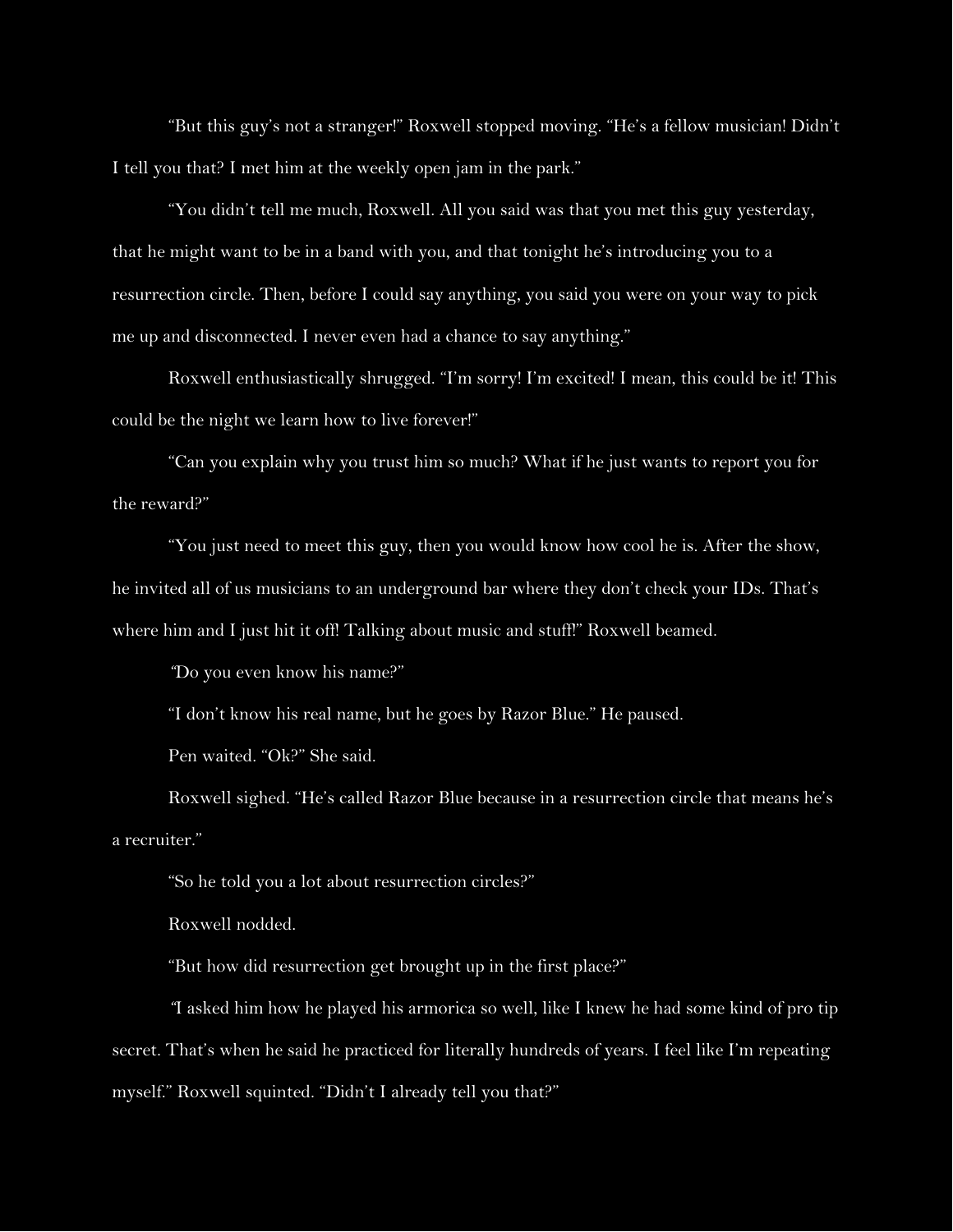"But this guy's not a stranger!" Roxwell stopped moving. "He's a fellow musician! Didn't I tell you that? I met him at the weekly open jam in the park."

"You didn't tell me much, Roxwell. All you said was that you met this guy yesterday, that he might want to be in a band with you, and that tonight he's introducing you to a resurrection circle. Then, before I could say anything, you said you were on your way to pick me up and disconnected. I never even had a chance to say anything."

Roxwell enthusiastically shrugged. "I'm sorry! I'm excited! I mean, this could be it! This could be the night we learn how to live forever!"

"Can you explain why you trust him so much? What if he just wants to report you for the reward?"

"You just need to meet this guy, then you would know how cool he is. After the show, he invited all of us musicians to an underground bar where they don't check your IDs. That's where him and I just hit it off! Talking about music and stuff!" Roxwell beamed.

"Do you even know his name?"

"I don't know his real name, but he goes by Razor Blue." He paused.

Pen waited. "Ok?" She said.

Roxwell sighed. "He's called Razor Blue because in a resurrection circle that means he's a recruiter."

"So he told you a lot about resurrection circles?"

Roxwell nodded.

"But how did resurrection get brought up in the first place?"

"I asked him how he played his armorica so well, like I knew he had some kind of pro tip secret. That's when he said he practiced for literally hundreds of years. I feel like I'm repeating myself." Roxwell squinted. "Didn't I already tell you that?"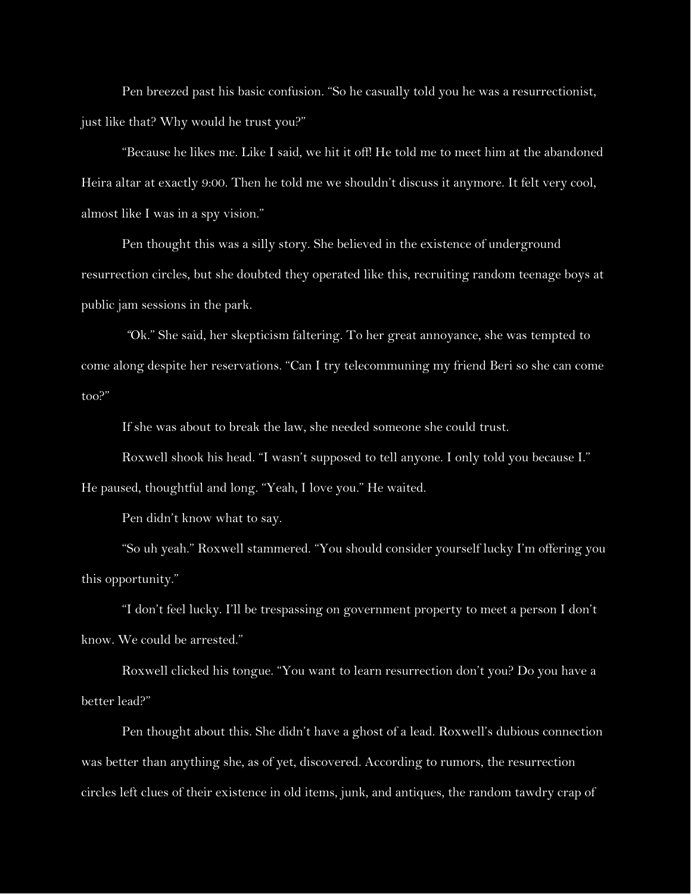Pen breezed past his basic confusion. "So he casually told you he was a resurrectionist, just like that? Why would he trust you?"

"Because he likes me. Like I said, we hit it off! He told me to meet him at the abandoned Heira altar at exactly 9:00. Then he told me we shouldn't discuss it anymore. It felt very cool, almost like I was in a spy vision."

Pen thought this was a silly story. She believed in the existence of underground resurrection circles, but she doubted they operated like this, recruiting random teenage boys at public jam sessions in the park.

"Ok." She said, her skepticism faltering. To her great annoyance, she was tempted to come along despite her reservations. "Can I try telecommuning my friend Beri so she can come too?"

If she was about to break the law, she needed someone she could trust.

Roxwell shook his head. "I wasn't supposed to tell anyone. I only told you because I." He paused, thoughtful and long. "Yeah, I love you." He waited.

Pen didn't know what to say.

"So uh yeah." Roxwell stammered. "You should consider yourself lucky I'm offering you this opportunity."

"I don't feel lucky. I'll be trespassing on government property to meet a person I don't know. We could be arrested."

Roxwell clicked his tongue. "You want to learn resurrection don't you? Do you have a better lead?"

Pen thought about this. She didn't have a ghost of a lead. Roxwell's dubious connection was better than anything she, as of yet, discovered. According to rumors, the resurrection circles left clues of their existence in old items, junk, and antiques, the random tawdry crap of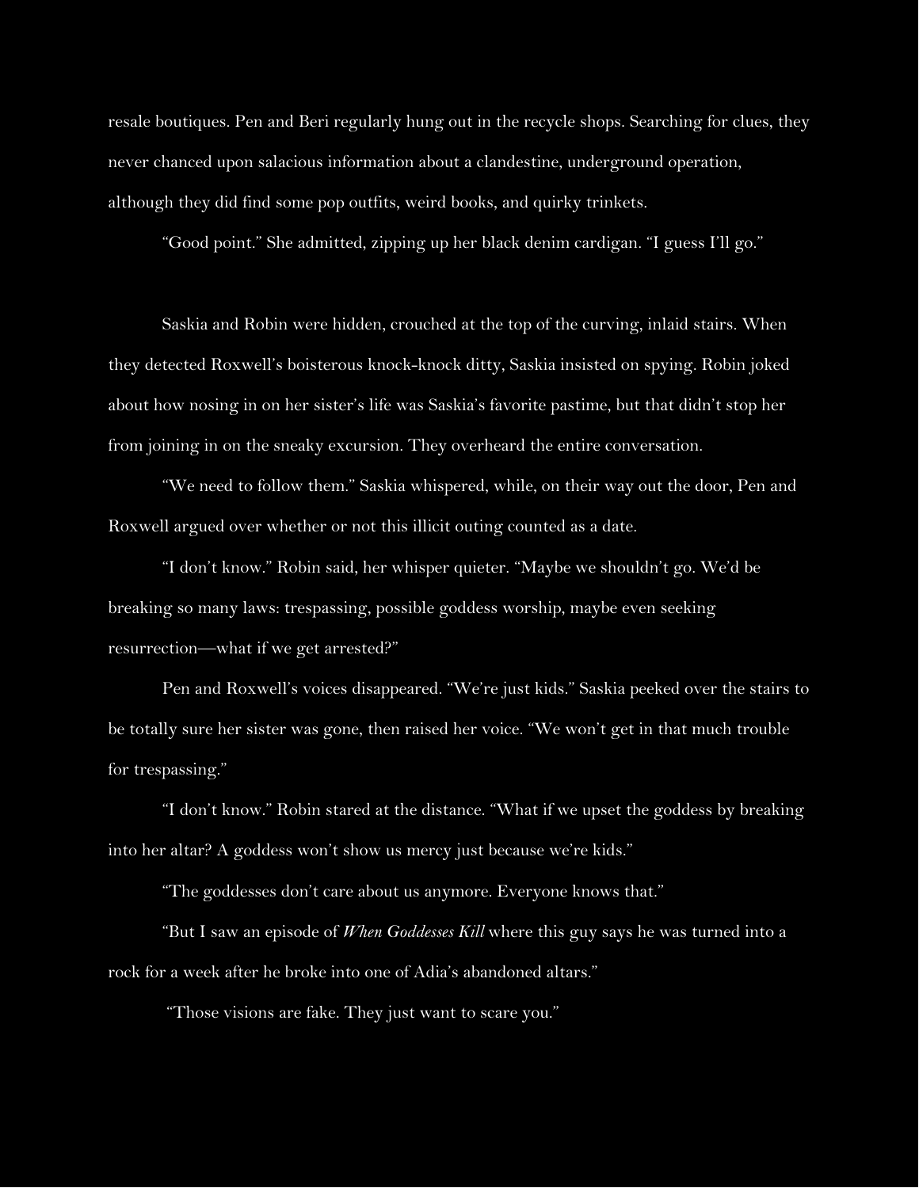resale boutiques. Pen and Beri regularly hung out in the recycle shops. Searching for clues, they never chanced upon salacious information about a clandestine, underground operation, although they did find some pop outfits, weird books, and quirky trinkets.

"Good point." She admitted, zipping up her black denim cardigan. "I guess I'll go."

Saskia and Robin were hidden, crouched at the top of the curving, inlaid stairs. When they detected Roxwell's boisterous knock-knock ditty, Saskia insisted on spying. Robin joked about how nosing in on her sister's life was Saskia's favorite pastime, but that didn't stop her from joining in on the sneaky excursion. They overheard the entire conversation.

"We need to follow them." Saskia whispered, while, on their way out the door, Pen and Roxwell argued over whether or not this illicit outing counted as a date.

"I don't know." Robin said, her whisper quieter. "Maybe we shouldn't go. We'd be breaking so many laws: trespassing, possible goddess worship, maybe even seeking resurrection—what if we get arrested?"

Pen and Roxwell's voices disappeared. "We're just kids." Saskia peeked over the stairs to be totally sure her sister was gone, then raised her voice. "We won't get in that much trouble for trespassing."

"I don't know." Robin stared at the distance. "What if we upset the goddess by breaking into her altar? A goddess won't show us mercy just because we're kids."

"The goddesses don't care about us anymore. Everyone knows that."

"But I saw an episode of *When Goddesses Kill* where this guy says he was turned into a rock for a week after he broke into one of Adia's abandoned altars."

"Those visions are fake. They just want to scare you."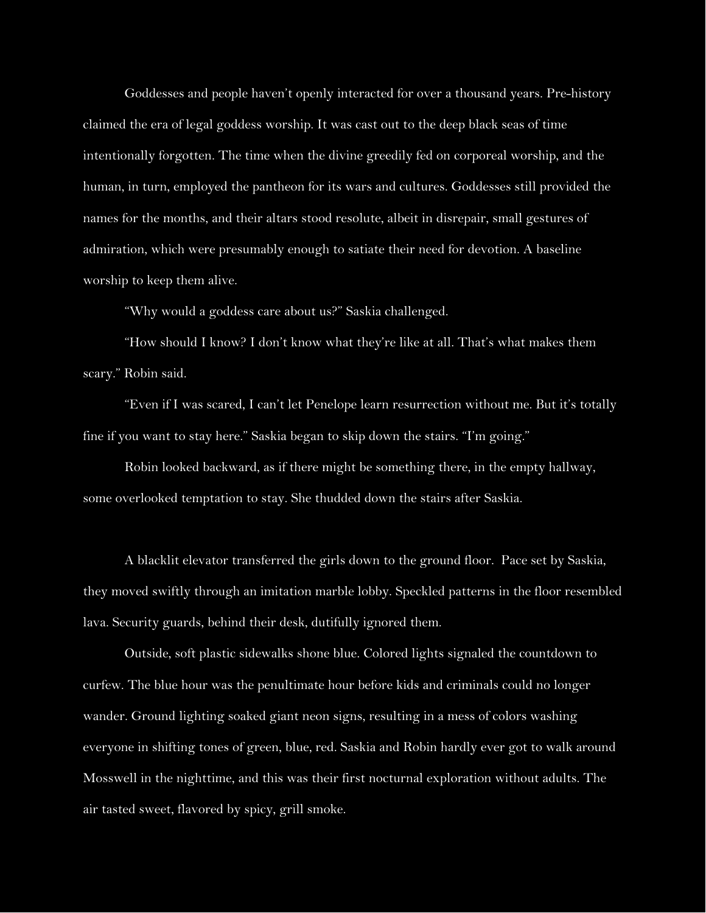Goddesses and people haven't openly interacted for over a thousand years. Pre-history claimed the era of legal goddess worship. It was cast out to the deep black seas of time intentionally forgotten. The time when the divine greedily fed on corporeal worship, and the human, in turn, employed the pantheon for its wars and cultures. Goddesses still provided the names for the months, and their altars stood resolute, albeit in disrepair, small gestures of admiration, which were presumably enough to satiate their need for devotion. A baseline worship to keep them alive.

"Why would a goddess care about us?" Saskia challenged.

"How should I know? I don't know what they're like at all. That's what makes them scary." Robin said.

"Even if I was scared, I can't let Penelope learn resurrection without me. But it's totally fine if you want to stay here." Saskia began to skip down the stairs. "I'm going."

Robin looked backward, as if there might be something there, in the empty hallway, some overlooked temptation to stay. She thudded down the stairs after Saskia.

A blacklit elevator transferred the girls down to the ground floor. Pace set by Saskia, they moved swiftly through an imitation marble lobby. Speckled patterns in the floor resembled lava. Security guards, behind their desk, dutifully ignored them.

Outside, soft plastic sidewalks shone blue. Colored lights signaled the countdown to curfew. The blue hour was the penultimate hour before kids and criminals could no longer wander. Ground lighting soaked giant neon signs, resulting in a mess of colors washing everyone in shifting tones of green, blue, red. Saskia and Robin hardly ever got to walk around Mosswell in the nighttime, and this was their first nocturnal exploration without adults. The air tasted sweet, flavored by spicy, grill smoke.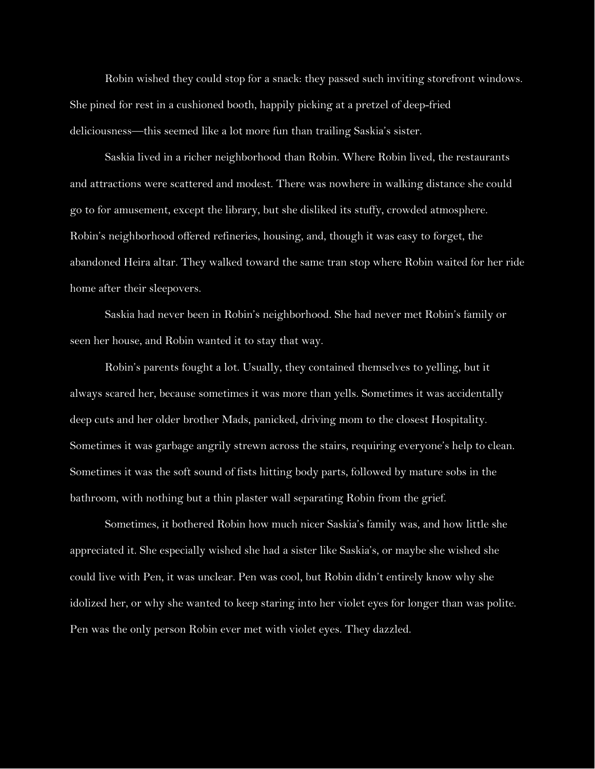Robin wished they could stop for a snack: they passed such inviting storefront windows. She pined for rest in a cushioned booth, happily picking at a pretzel of deep-fried deliciousness—this seemed like a lot more fun than trailing Saskia's sister.

Saskia lived in a richer neighborhood than Robin. Where Robin lived, the restaurants and attractions were scattered and modest. There was nowhere in walking distance she could go to for amusement, except the library, but she disliked its stuffy, crowded atmosphere. Robin's neighborhood offered refineries, housing, and, though it was easy to forget, the abandoned Heira altar. They walked toward the same tran stop where Robin waited for her ride home after their sleepovers.

Saskia had never been in Robin's neighborhood. She had never met Robin's family or seen her house, and Robin wanted it to stay that way.

Robin's parents fought a lot. Usually, they contained themselves to yelling, but it always scared her, because sometimes it was more than yells. Sometimes it was accidentally deep cuts and her older brother Mads, panicked, driving mom to the closest Hospitality. Sometimes it was garbage angrily strewn across the stairs, requiring everyone's help to clean. Sometimes it was the soft sound of fists hitting body parts, followed by mature sobs in the bathroom, with nothing but a thin plaster wall separating Robin from the grief.

Sometimes, it bothered Robin how much nicer Saskia's family was, and how little she appreciated it. She especially wished she had a sister like Saskia's, or maybe she wished she could live with Pen, it was unclear. Pen was cool, but Robin didn't entirely know why she idolized her, or why she wanted to keep staring into her violet eyes for longer than was polite. Pen was the only person Robin ever met with violet eyes. They dazzled.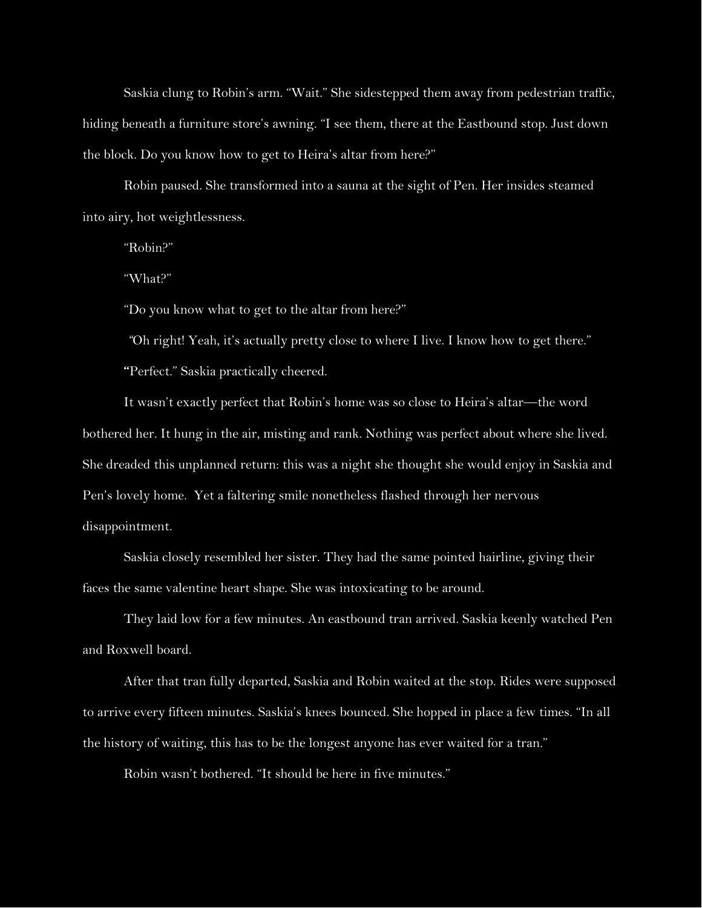Saskia clung to Robin's arm. "Wait." She sidestepped them away from pedestrian traffic, hiding beneath a furniture store's awning. "I see them, there at the Eastbound stop. Just down the block. Do you know how to get to Heira's altar from here?"

Robin paused. She transformed into a sauna at the sight of Pen. Her insides steamed into airy, hot weightlessness.

"Robin?"

"What?"

"Do you know what to get to the altar from here?"

"Oh right! Yeah, it's actually pretty close to where I live. I know how to get there."

"Perfect." Saskia practically cheered.

It wasn't exactly perfect that Robin's home was so close to Heira's altar—the word bothered her. It hung in the air, misting and rank. Nothing was perfect about where she lived. She dreaded this unplanned return: this was a night she thought she would enjoy in Saskia and Pen's lovely home. Yet a faltering smile nonetheless flashed through her nervous disappointment.

Saskia closely resembled her sister. They had the same pointed hairline, giving their faces the same valentine heart shape. She was intoxicating to be around.

They laid low for a few minutes. An eastbound tran arrived. Saskia keenly watched Pen and Roxwell board.

After that tran fully departed, Saskia and Robin waited at the stop. Rides were supposed to arrive every fifteen minutes. Saskia's knees bounced. She hopped in place a few times. "In all the history of waiting, this has to be the longest anyone has ever waited for a tran."

Robin wasn't bothered. "It should be here in five minutes."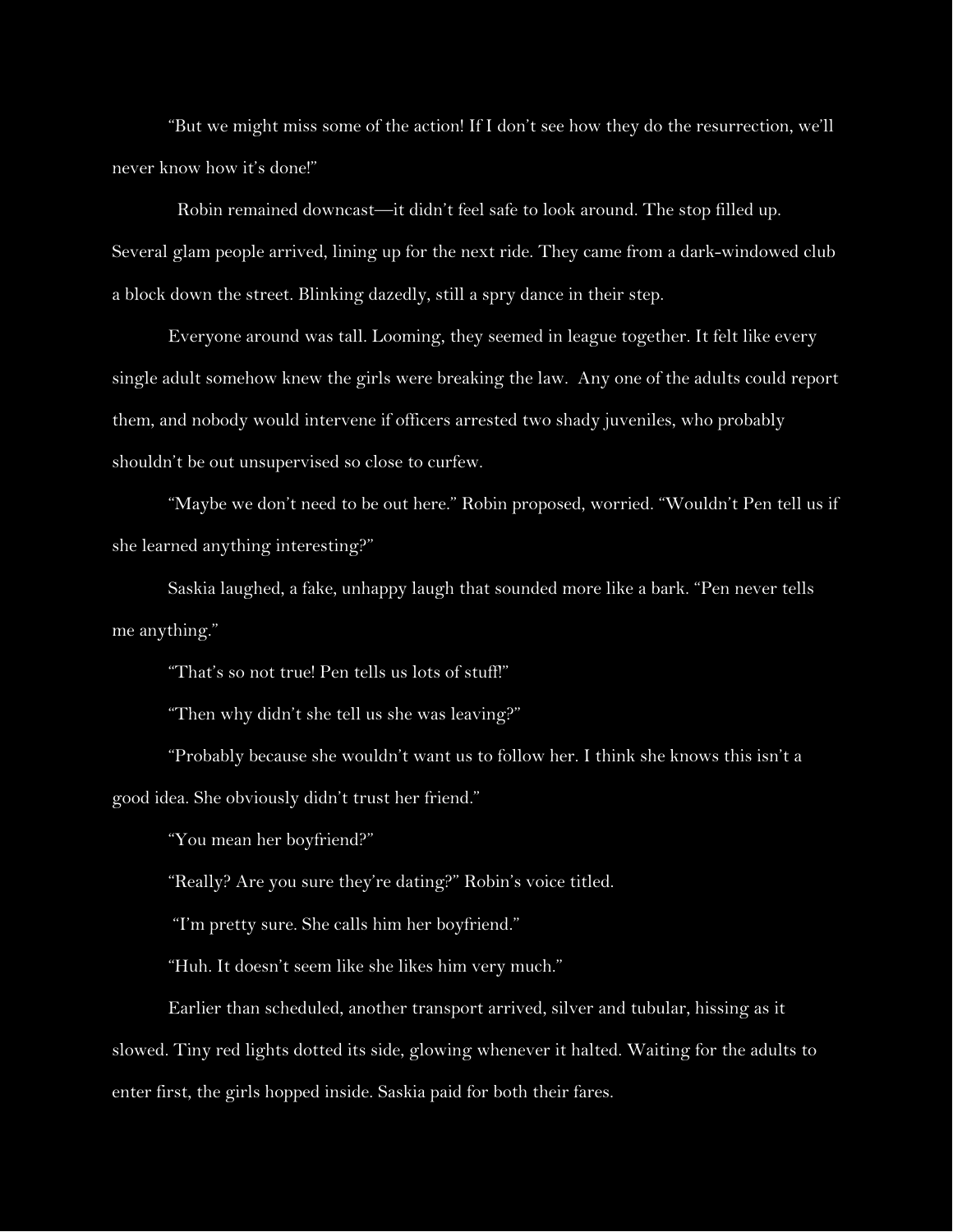"But we might miss some of the action! If I don't see how they do the resurrection, we'll never know how it's done!"

Robin remained downcast—it didn't feel safe to look around. The stop filled up. Several glam people arrived, lining up for the next ride. They came from a dark-windowed club a block down the street. Blinking dazedly, still a spry dance in their step.

Everyone around was tall. Looming, they seemed in league together. It felt like every single adult somehow knew the girls were breaking the law.  Any one of the adults could report them, and nobody would intervene if officers arrested two shady juveniles, who probably shouldn't be out unsupervised so close to curfew.

"Maybe we don't need to be out here." Robin proposed, worried. "Wouldn't Pen tell us if she learned anything interesting?"

Saskia laughed, a fake, unhappy laugh that sounded more like a bark. "Pen never tells me anything."

"That's so not true! Pen tells us lots of stuff!"

"Then why didn't she tell us she was leaving?"

"Probably because she wouldn't want us to follow her. I think she knows this isn't a good idea. She obviously didn't trust her friend."

"You mean her boyfriend?"

"Really? Are you sure they're dating?" Robin's voice titled.

"I'm pretty sure. She calls him her boyfriend."

"Huh. It doesn't seem like she likes him very much."

Earlier than scheduled, another transport arrived, silver and tubular, hissing as it slowed. Tiny red lights dotted its side, glowing whenever it halted. Waiting for the adults to enter first, the girls hopped inside. Saskia paid for both their fares.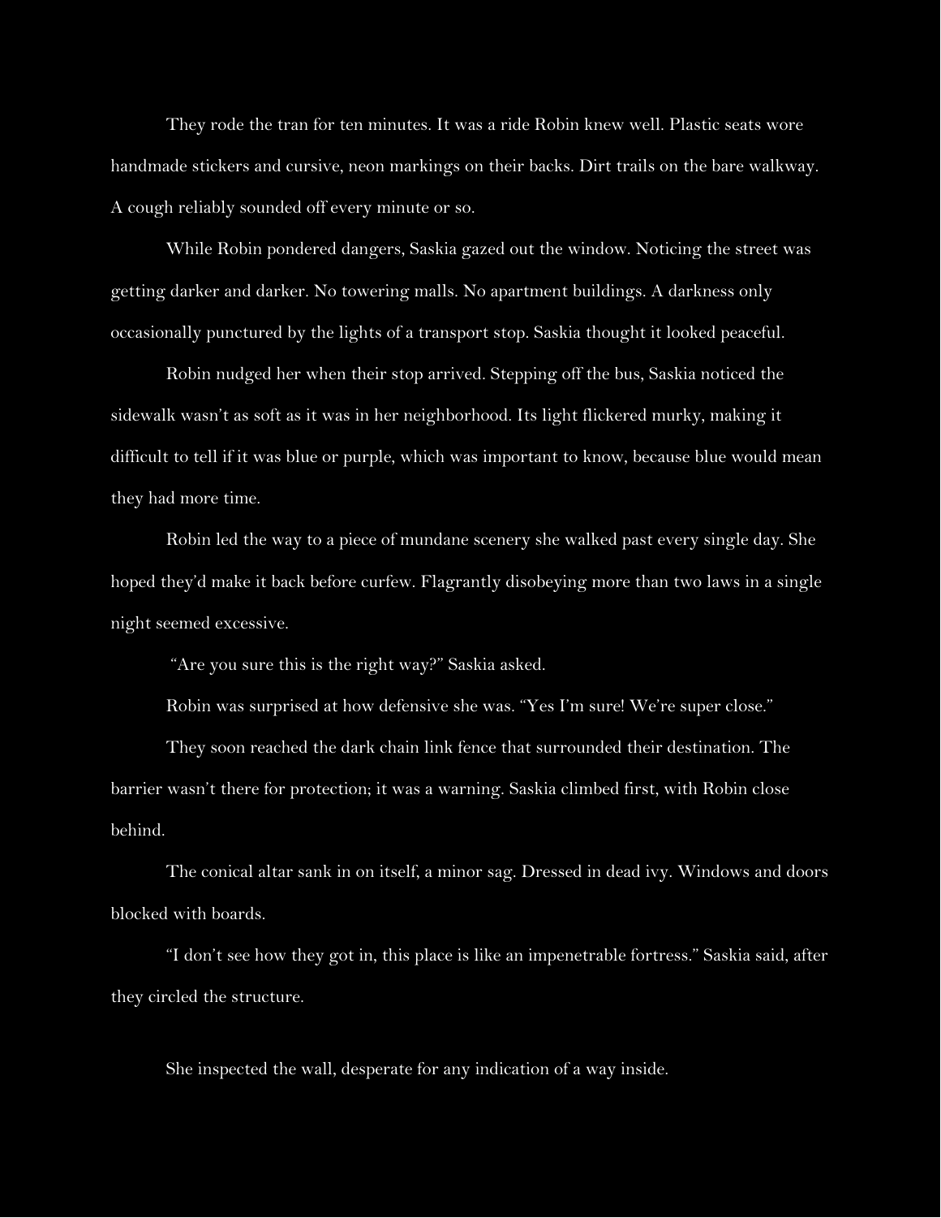They rode the tran for ten minutes. It was a ride Robin knew well. Plastic seats wore handmade stickers and cursive, neon markings on their backs. Dirt trails on the bare walkway. A cough reliably sounded off every minute or so.

While Robin pondered dangers, Saskia gazed out the window. Noticing the street was getting darker and darker. No towering malls. No apartment buildings. A darkness only occasionally punctured by the lights of a transport stop. Saskia thought it looked peaceful.

Robin nudged her when their stop arrived. Stepping off the bus, Saskia noticed the sidewalk wasn't as soft as it was in her neighborhood. Its light flickered murky, making it difficult to tell if it was blue or purple, which was important to know, because blue would mean they had more time.

Robin led the way to a piece of mundane scenery she walked past every single day. She hoped they'd make it back before curfew. Flagrantly disobeying more than two laws in a single night seemed excessive.

"Are you sure this is the right way?" Saskia asked.

Robin was surprised at how defensive she was. "Yes I'm sure! We're super close."

They soon reached the dark chain link fence that surrounded their destination. The barrier wasn't there for protection; it was a warning. Saskia climbed first, with Robin close behind.

The conical altar sank in on itself, a minor sag. Dressed in dead ivy. Windows and doors blocked with boards.

"I don't see how they got in, this place is like an impenetrable fortress." Saskia said, after they circled the structure.

She inspected the wall, desperate for any indication of a way inside.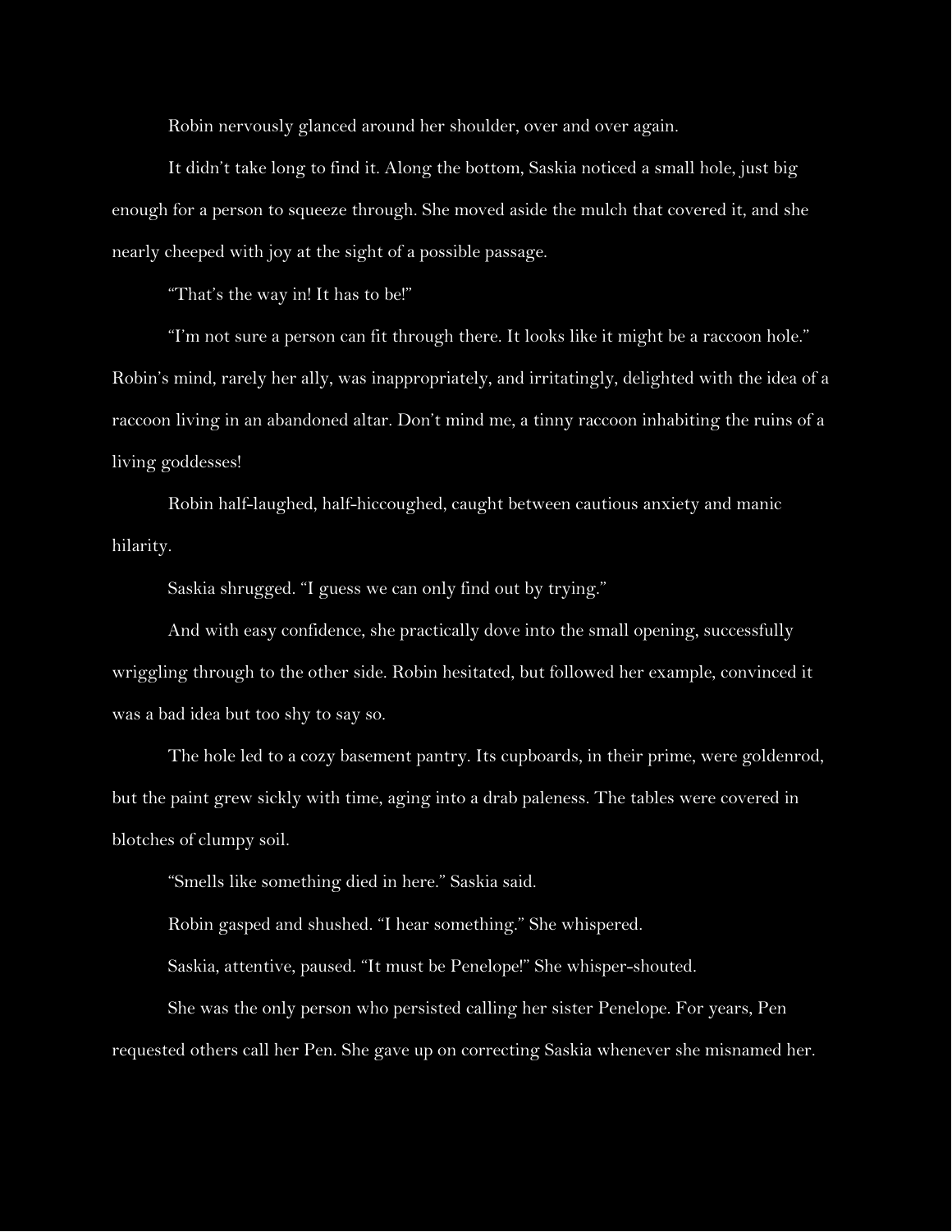Robin nervously glanced around her shoulder, over and over again.

It didn't take long to find it. Along the bottom, Saskia noticed a small hole, just big enough for a person to squeeze through. She moved aside the mulch that covered it, and she nearly cheeped with joy at the sight of a possible passage.

"That's the way in! It has to be!"

"I'm not sure a person can fit through there. It looks like it might be a raccoon hole." Robin's mind, rarely her ally, was inappropriately, and irritatingly, delighted with the idea of a raccoon living in an abandoned altar. Don't mind me, a tinny raccoon inhabiting the ruins of a living goddesses!

Robin half-laughed, half-hiccoughed, caught between cautious anxiety and manic hilarity.

Saskia shrugged. "I guess we can only find out by trying."

And with easy confidence, she practically dove into the small opening, successfully wriggling through to the other side. Robin hesitated, but followed her example, convinced it was a bad idea but too shy to say so.

The hole led to a cozy basement pantry. Its cupboards, in their prime, were goldenrod, but the paint grew sickly with time, aging into a drab paleness. The tables were covered in blotches of clumpy soil.

"Smells like something died in here." Saskia said.

Robin gasped and shushed. "I hear something." She whispered.

Saskia, attentive, paused. "It must be Penelope!" She whisper-shouted.

She was the only person who persisted calling her sister Penelope. For years, Pen requested others call her Pen. She gave up on correcting Saskia whenever she misnamed her.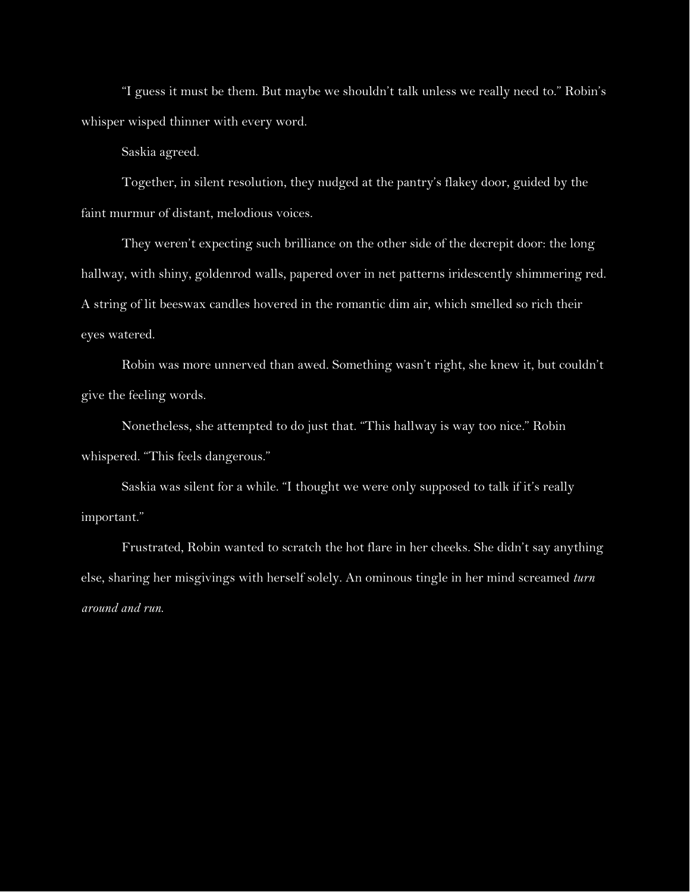"I guess it must be them. But maybe we shouldn't talk unless we really need to." Robin's whisper wisped thinner with every word.

Saskia agreed.

Together, in silent resolution, they nudged at the pantry's flakey door, guided by the faint murmur of distant, melodious voices.

They weren't expecting such brilliance on the other side of the decrepit door: the long hallway, with shiny, goldenrod walls, papered over in net patterns iridescently shimmering red. A string of lit beeswax candles hovered in the romantic dim air, which smelled so rich their eyes watered.

Robin was more unnerved than awed. Something wasn't right, she knew it, but couldn't give the feeling words.

Nonetheless, she attempted to do just that. "This hallway is way too nice." Robin whispered. "This feels dangerous."

Saskia was silent for a while. "I thought we were only supposed to talk if it's really important."

Frustrated, Robin wanted to scratch the hot flare in her cheeks. She didn't say anything else, sharing her misgivings with herself solely. An ominous tingle in her mind screamed *turn around and run.*